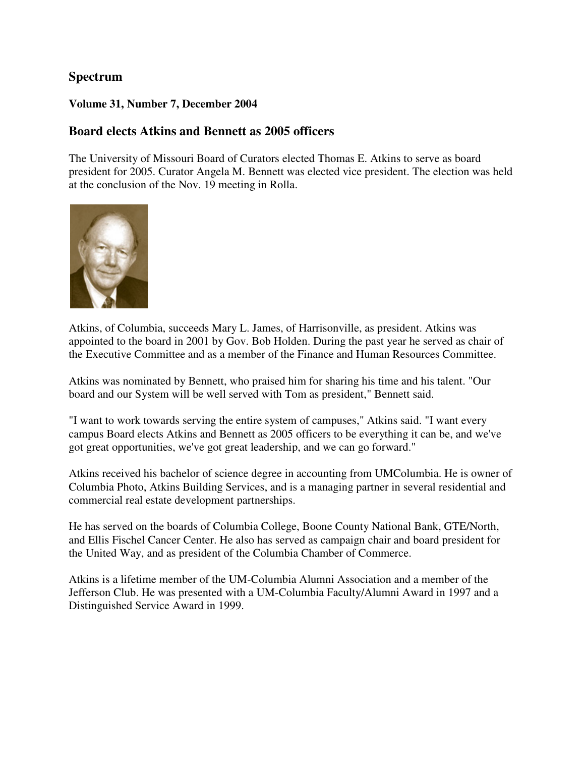## Spectrum

### Volume 31, Number 7, December 2004

## Board elects Atkins and Bennett as 2005 officers

The University of Missouri Board of Curators elected Thomas E. Atkins to serve as board president for 2005. Curator Angela M. Bennett was elected vice president. The election was held at the conclusion of the Nov. 19 meeting in Rolla.

Atkins, of Columbia, succeeds Mary L. James, of Harrisonville, as president. Atkins was appointed to the board in 2001 by Gov. Bob Holden. During the past year he served as chair of the Executive Committee and as a member of the Finance and Human Resources Committee.

Atkins was nominated by Bennett, who praised him for sharing his time and his talent. "Our board and our System will be well served with Tom as president," Bennett said.

"I want to work towards serving the entire system of campuses," Atkins said. "I want every campus Board elects Atkins and Bennett as 2005 officers to be everything it can be, and we've got great opportunities, we've got great leadership, and we can go forward."

Atkins received his bachelor of science degree in accounting from UMColumbia. He is owner of Columbia Photo, Atkins Building Services, and is a managing partner in several residential and commercial real estate development partnerships.

He has served on the boards of Columbia College, Boone County National Bank, GTE/North, and Ellis Fischel Cancer Center. He also has served as campaign chair and board president for the United Way, and as president of the Columbia Chamber of Commerce.

Atkins is a lifetime member of the UM-Columbia Alumni Association and a member of the Jefferson Club. He was presented with a UM-Columbia Faculty/Alumni Award in 1997 and a Distinguished Service Award in 1999.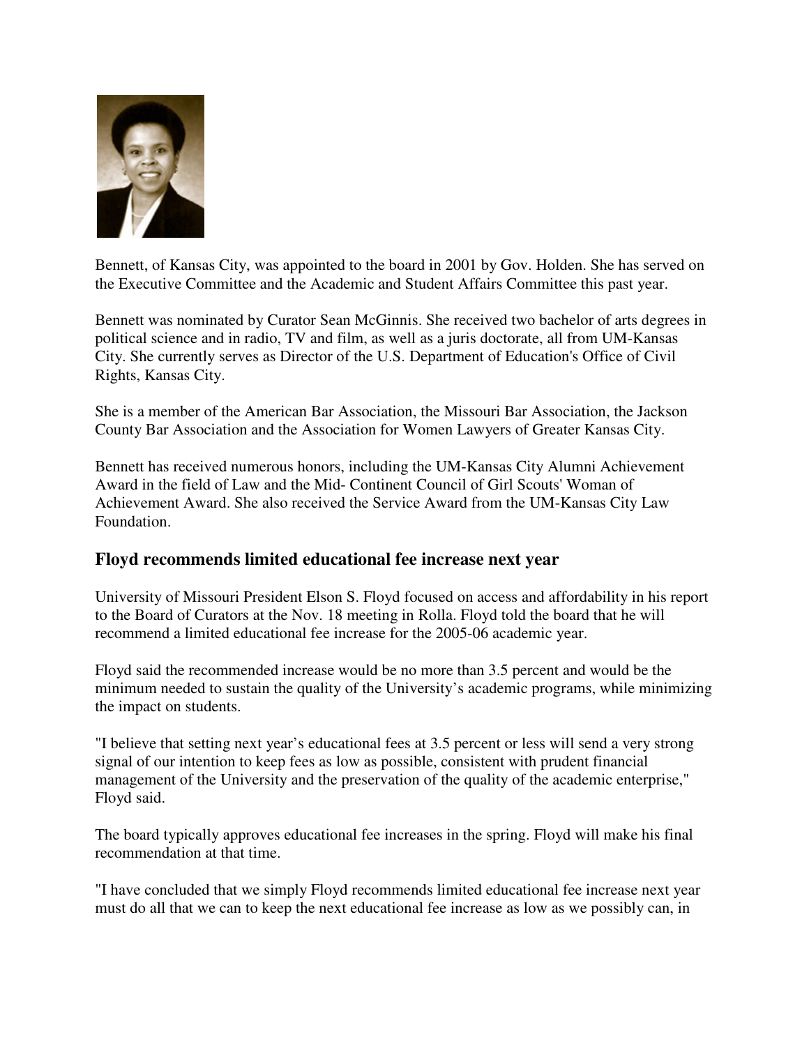Bennett, of Kansas City, was appointed to the board in 2001 by Gov. Holden. She has served on the Executive Committee and the Academic and Student Affairs Committee this past year.

Bennett was nominated by Curator Sean McGinnis. She received two bachelor of arts degrees in political science and in radio, TV and film, as well as a juris doctorate, all from UM-Kansas City. She currently serves as Director of the U.S. Department of Education's Office of Civil Rights, Kansas City.

She is a member of the American Bar Association, the Missouri Bar Association, the Jackson County Bar Association and the Association for Women Lawyers of Greater Kansas City.

Bennett has received numerous honors, including the UM-Kansas City Alumni Achievement Award in the field of Law and the Mid- Continent Council of Girl Scouts' Woman of Achievement Award. She also received the Service Award from the UM-Kansas City Law Foundation.

### Floyd recommends limited educational fee increase next year

University of Missouri President Elson S. Floyd focused on access and affordability in his report to the Board of Curators at the Nov. 18 meeting in Rolla. Floyd told the board that he will recommend a limited educational fee increase for the 2005-06 academic year.

Floyd said the recommended increase would be no more than 3.5 percent and would be the minimum needed to sustain the quality of the University's academic programs, while minimizing the impact on students.

"I believe that setting next year's educational fees at 3.5 percent or less will send a very strong signal of our intention to keep fees as low as possible, consistent with prudent financial management of the University and the preservation of the quality of the academic enterprise," Floyd said.

The board typically approves educational fee increases in the spring. Floyd will make his final recommendation at that time.

"I have concluded that we simply Floyd recommends limited educational fee increase next year must do all that we can to keep the next educational fee increase as low as we possibly can, in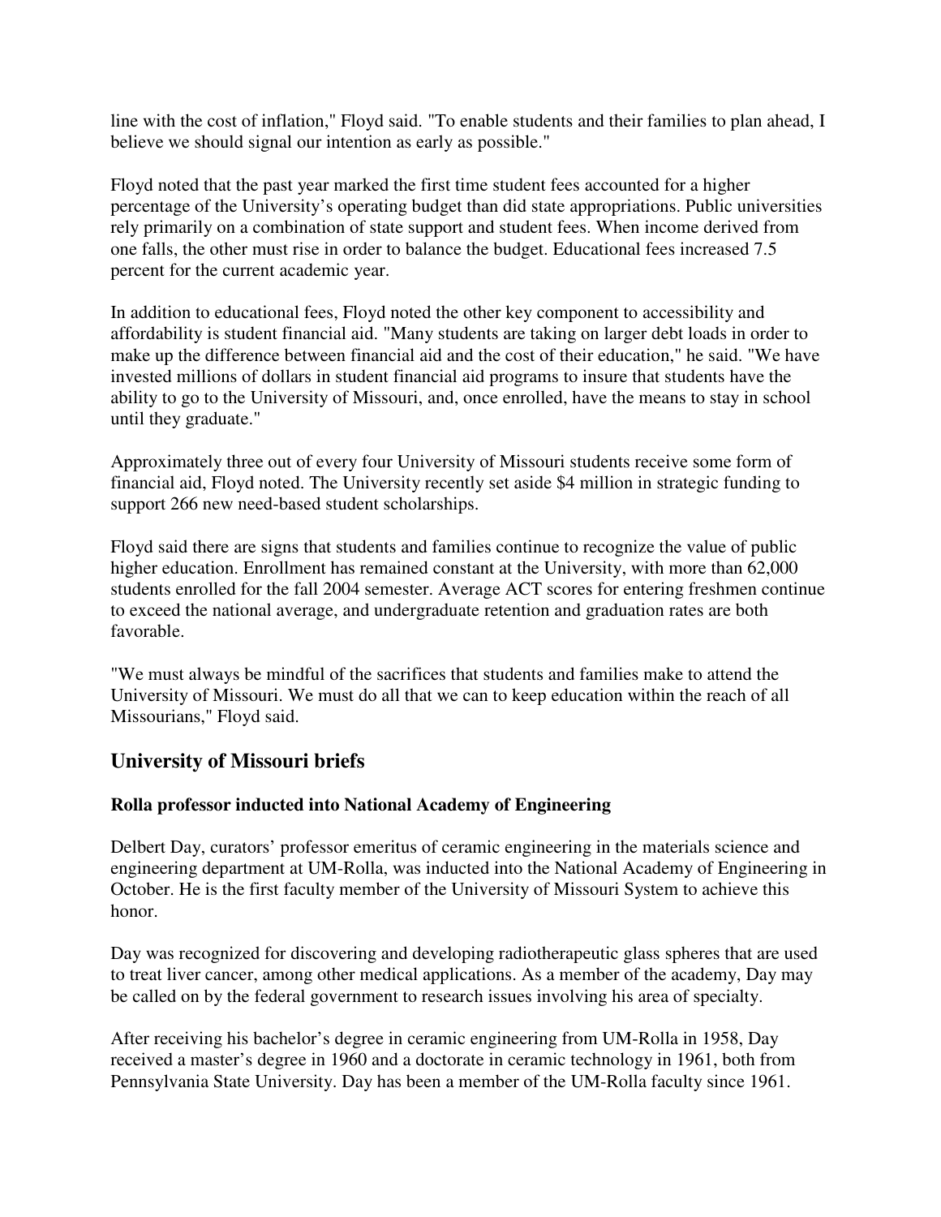line with the cost of inflation," Floyd said. "To enable students and their families to plan ahead, I believe we should signal our intention as early as possible."

Floyd noted that the past year marked the first time student fees accounted for a higher percentage of the University's operating budget than did state appropriations. Public universities rely primarily on a combination of state support and student fees. When income derived from one falls, the other must rise in order to balance the budget. Educational fees increased 7.5 percent for the current academic year.

In addition to educational fees, Floyd noted the other key component to accessibility and affordability is student financial aid. "Many students are taking on larger debt loads in order to make up the difference between financial aid and the cost of their education," he said. "We have invested millions of dollars in student financial aid programs to insure that students have the ability to go to the University of Missouri, and, once enrolled, have the means to stay in school until they graduate."

Approximately three out of every four University of Missouri students receive some form of financial aid, Floyd noted. The University recently set aside $4 million in strategic funding to support 266 new need-based student scholarships.

Floyd said there are signs that students and families continue to recognize the value of public higher education. Enrollment has remained constant at the University, with more than 62,000 students enrolled for the fall 2004 semester. Average ACT scores for entering freshmen continue to exceed the national average, and undergraduate retention and graduation rates are both favorable.

"We must always be mindful of the sacrifices that students and families make to attend the University of Missouri. We must do all that we can to keep education within the reach of all Missourians," Floyd said.

## University of Missouri briefs

### Rolla professor inducted into National Academy of Engineering

Delbert Day, curators' professor emeritus of ceramic engineering in the materials science and engineering department at UM-Rolla, was inducted into the National Academy of Engineering in October. He is the first faculty member of the University of Missouri System to achieve this honor.

Day was recognized for discovering and developing radiotherapeutic glass spheres that are used to treat liver cancer, among other medical applications. As a member of the academy, Day may be called on by the federal government to research issues involving his area of specialty.

After receiving his bachelor's degree in ceramic engineering from UM-Rolla in 1958, Day received a master's degree in 1960 and a doctorate in ceramic technology in 1961, both from Pennsylvania State University. Day has been a member of the UM-Rolla faculty since 1961.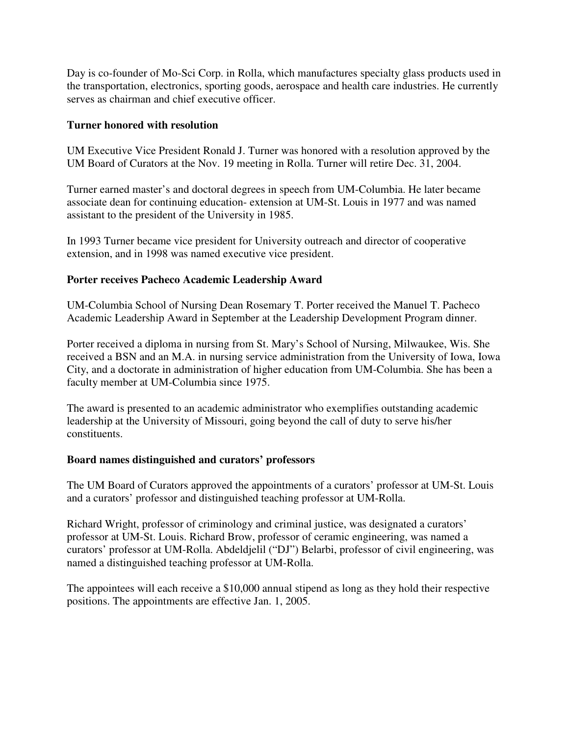Day is co-founder of Mo-Sci Corp. in Rolla, which manufactures specialty glass products used in the transportation, electronics, sporting goods, aerospace and health care industries. He currently serves as chairman and chief executive officer.

### Turner honored with resolution

UM Executive Vice President Ronald J. Turner was honored with a resolution approved by the UM Board of Curators at the Nov. 19 meeting in Rolla. Turner will retire Dec. 31, 2004.

Turner earned master's and doctoral degrees in speech from UM-Columbia. He later became associate dean for continuing education- extension at UM-St. Louis in 1977 and was named assistant to the president of the University in 1985.

In 1993 Turner became vice president for University outreach and director of cooperative extension, and in 1998 was named executive vice president.

### Porter receives Pacheco Academic Leadership Award

UM-Columbia School of Nursing Dean Rosemary T. Porter received the Manuel T. Pacheco Academic Leadership Award in September at the Leadership Development Program dinner.

Porter received a diploma in nursing from St. Mary's School of Nursing, Milwaukee, Wis. She received a BSN and an M.A. in nursing service administration from the University of Iowa, Iowa City, and a doctorate in administration of higher education from UM-Columbia. She has been a faculty member at UM-Columbia since 1975.

The award is presented to an academic administrator who exemplifies outstanding academic leadership at the University of Missouri, going beyond the call of duty to serve his/her constituents.

### Board names distinguished and curators' professors

The UM Board of Curators approved the appointments of a curators' professor at UM-St. Louis and a curators' professor and distinguished teaching professor at UM-Rolla.

Richard Wright, professor of criminology and criminal justice, was designated a curators' professor at UM-St. Louis. Richard Brow, professor of ceramic engineering, was named a curators' professor at UM-Rolla. Abdeldjelil ("DJ") Belarbi, professor of civil engineering, was named a distinguished teaching professor at UM-Rolla.

The appointees will each receive a $10,000 annual stipend as long as they hold their respective positions. The appointments are effective Jan. 1, 2005.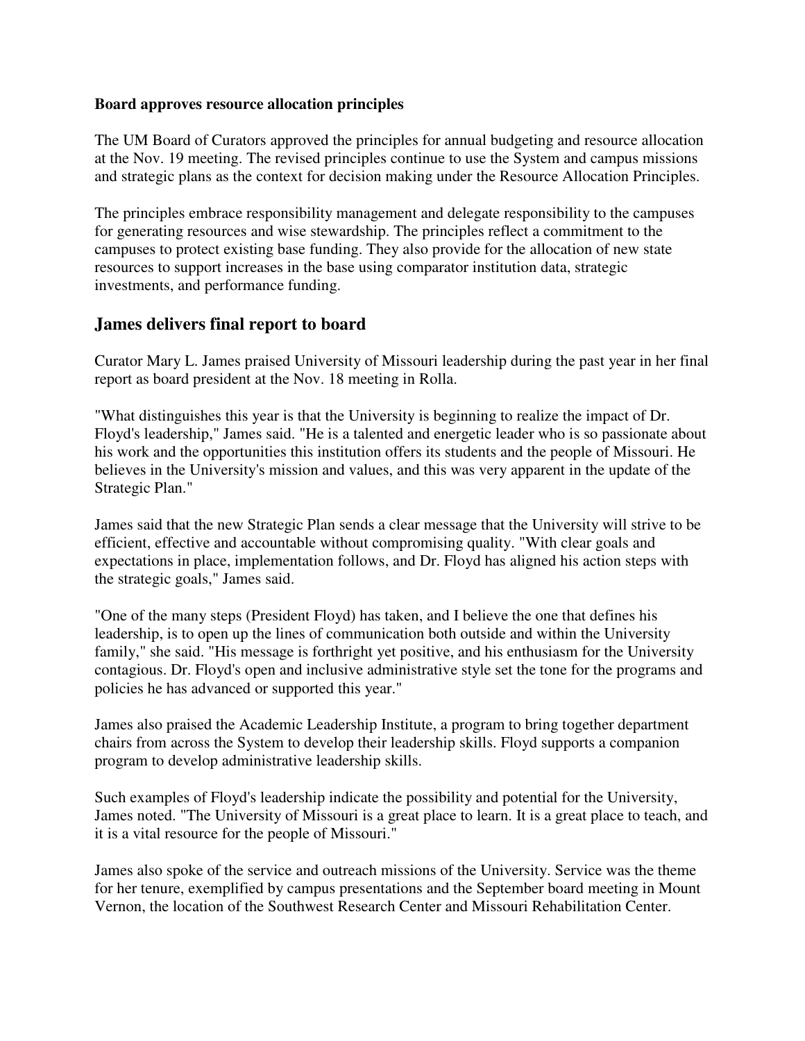**Board approves resource allocation principles**

The UM Board of Curators approved the principles for annual budgeting and resource allocation at the Nov. 19 meeting. The revised principles continue to use the System and campus missions and strategic plans as the context for decision making under the Resource Allocation Principles.

The principles embrace responsibility management and delegate responsibility to the campuses for generating resources and wise stewardship. The principles reflect a commitment to the campuses to protect existing base funding. They also provide for the allocation of new state resources to support increases in the base using comparator institution data, strategic investments, and performance funding.

## James delivers final report to board

Curator Mary L. James praised University of Missouri leadership during the past year in her final report as board president at the Nov. 18 meeting in Rolla.

"What distinguishes this year is that the University is beginning to realize the impact of Dr. Floyd's leadership," James said. "He is a talented and energetic leader who is so passionate about his work and the opportunities this institution offers its students and the people of Missouri. He believes in the University's mission and values, and this was very apparent in the update of the Strategic Plan."

James said that the new Strategic Plan sends a clear message that the University will strive to be efficient, effective and accountable without compromising quality. "With clear goals and expectations in place, implementation follows, and Dr. Floyd has aligned his action steps with the strategic goals," James said.

"One of the many steps (President Floyd) has taken, and I believe the one that defines his leadership, is to open up the lines of communication both outside and within the University family," she said. "His message is forthright yet positive, and his enthusiasm for the University contagious. Dr. Floyd's open and inclusive administrative style set the tone for the programs and policies he has advanced or supported this year."

James also praised the Academic Leadership Institute, a program to bring together department chairs from across the System to develop their leadership skills. Floyd supports a companion program to develop administrative leadership skills.

Such examples of Floyd's leadership indicate the possibility and potential for the University, James noted. "The University of Missouri is a great place to learn. It is a great place to teach, and it is a vital resource for the people of Missouri."

James also spoke of the service and outreach missions of the University. Service was the theme for her tenure, exemplified by campus presentations and the September board meeting in Mount Vernon, the location of the Southwest Research Center and Missouri Rehabilitation Center.